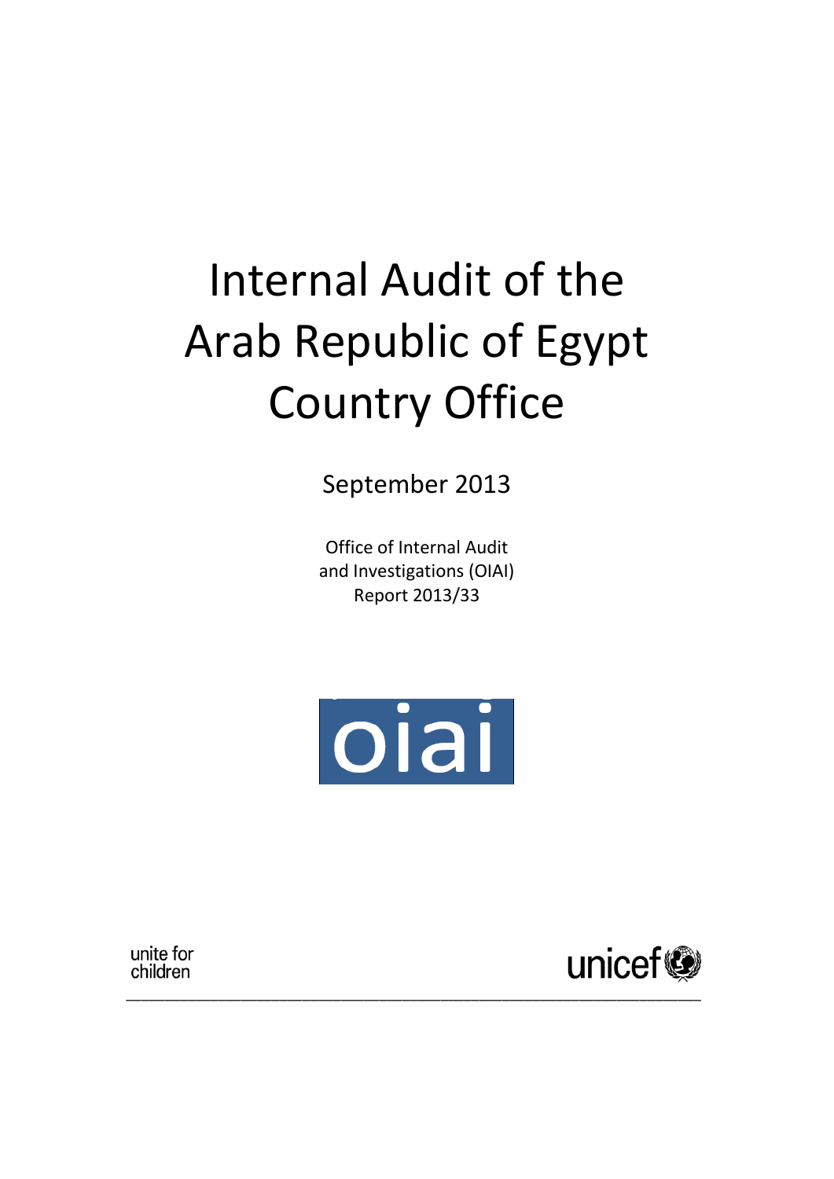# Internal Audit of the Arab Republic of Egypt Country Office

September 2013

Office of Internal Audit and Investigations (OIAI)
Report 2013/33

oiai

unite for children

unicef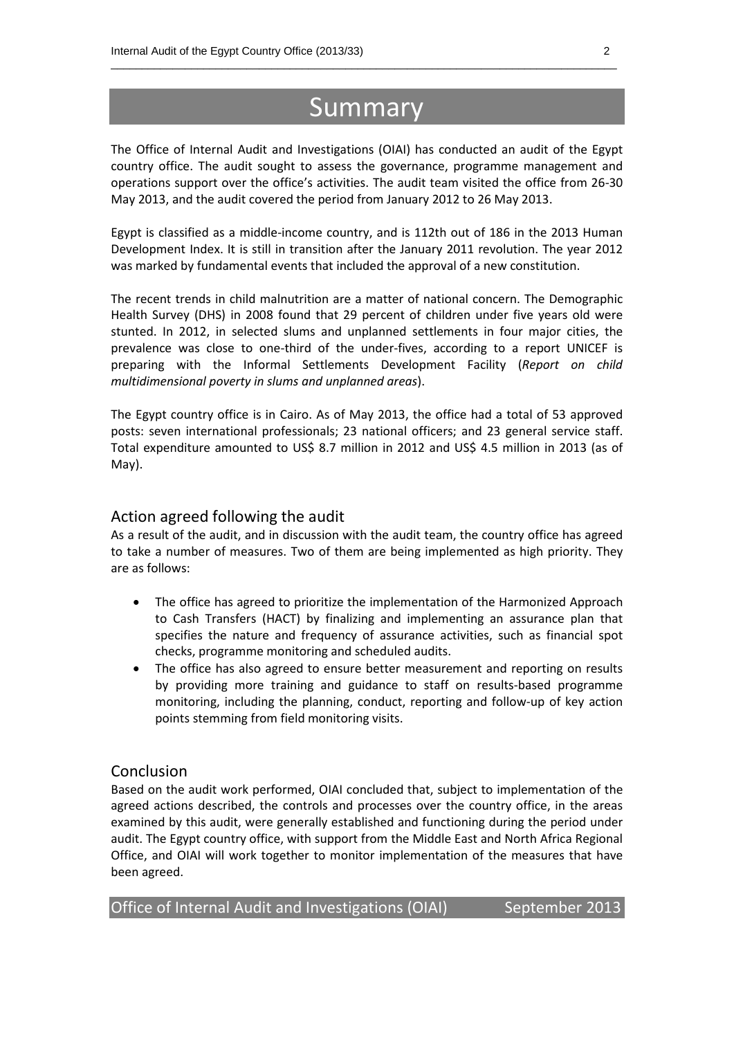# Summary

The Office of Internal Audit and Investigations (OIAI) has conducted an audit of the Egypt country office. The audit sought to assess the governance, programme management and operations support over the office's activities. The audit team visited the office from 26-30 May 2013, and the audit covered the period from January 2012 to 26 May 2013.

Egypt is classified as a middle-income country, and is 112th out of 186 in the 2013 Human Development Index. It is still in transition after the January 2011 revolution. The year 2012 was marked by fundamental events that included the approval of a new constitution.

The recent trends in child malnutrition are a matter of national concern. The Demographic Health Survey (DHS) in 2008 found that 29 percent of children under five years old were stunted. In 2012, in selected slums and unplanned settlements in four major cities, the prevalence was close to one-third of the under-fives, according to a report UNICEF is preparing with the Informal Settlements Development Facility (*Report on child multidimensional poverty in slums and unplanned areas*).

The Egypt country office is in Cairo. As of May 2013, the office had a total of 53 approved posts: seven international professionals; 23 national officers; and 23 general service staff. Total expenditure amounted to US$ 8.7 million in 2012 and US$ 4.5 million in 2013 (as of May).

## Action agreed following the audit

As a result of the audit, and in discussion with the audit team, the country office has agreed to take a number of measures. Two of them are being implemented as high priority. They are as follows:

- The office has agreed to prioritize the implementation of the Harmonized Approach to Cash Transfers (HACT) by finalizing and implementing an assurance plan that specifies the nature and frequency of assurance activities, such as financial spot checks, programme monitoring and scheduled audits.
- The office has also agreed to ensure better measurement and reporting on results by providing more training and guidance to staff on results-based programme monitoring, including the planning, conduct, reporting and follow-up of key action points stemming from field monitoring visits.

## Conclusion

Based on the audit work performed, OIAI concluded that, subject to implementation of the agreed actions described, the controls and processes over the country office, in the areas examined by this audit, were generally established and functioning during the period under audit. The Egypt country office, with support from the Middle East and North Africa Regional Office, and OIAI will work together to monitor implementation of the measures that have been agreed.

Office of Internal Audit and Investigations (OIAI) September 2013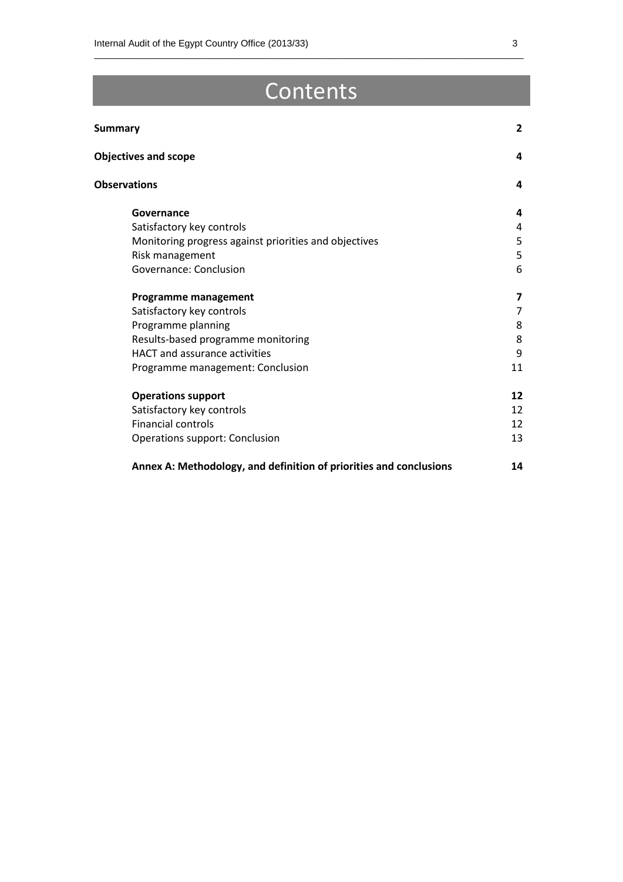# Contents

| | |
|---|---|
| **Summary** | **2** |
| **Objectives and scope** | **4** |
| **Observations** | **4** |
| **Governance** | **4** |
| Satisfactory key controls | 4 |
| Monitoring progress against priorities and objectives | 5 |
| Risk management | 5 |
| Governance: Conclusion | 6 |
| **Programme management** | **7** |
| Satisfactory key controls | 7 |
| Programme planning | 8 |
| Results-based programme monitoring | 8 |
| HACT and assurance activities | 9 |
| Programme management: Conclusion | 11 |
| **Operations support** | **12** |
| Satisfactory key controls | 12 |
| Financial controls | 12 |
| Operations support: Conclusion | 13 |
| **Annex A: Methodology, and definition of priorities and conclusions** | **14** |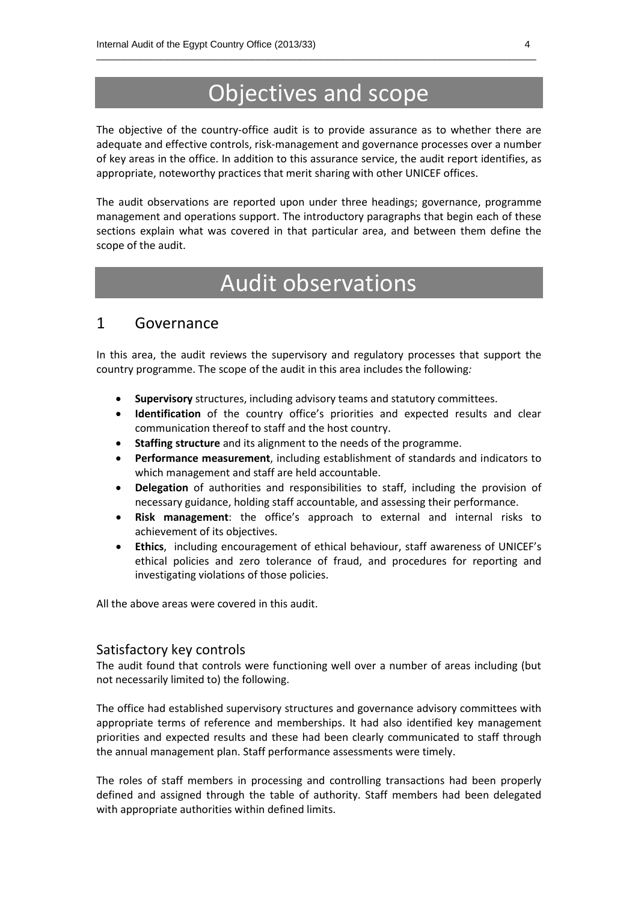# Objectives and scope

The objective of the country-office audit is to provide assurance as to whether there are adequate and effective controls, risk-management and governance processes over a number of key areas in the office. In addition to this assurance service, the audit report identifies, as appropriate, noteworthy practices that merit sharing with other UNICEF offices.

The audit observations are reported upon under three headings; governance, programme management and operations support. The introductory paragraphs that begin each of these sections explain what was covered in that particular area, and between them define the scope of the audit.

# Audit observations

## 1 Governance

In this area, the audit reviews the supervisory and regulatory processes that support the country programme. The scope of the audit in this area includes the following*:*

- **Supervisory** structures, including advisory teams and statutory committees.
- **Identification** of the country office's priorities and expected results and clear communication thereof to staff and the host country.
- **Staffing structure** and its alignment to the needs of the programme.
- **Performance measurement**, including establishment of standards and indicators to which management and staff are held accountable.
- **Delegation** of authorities and responsibilities to staff, including the provision of necessary guidance, holding staff accountable, and assessing their performance.
- **Risk management**: the office's approach to external and internal risks to achievement of its objectives.
- **Ethics**, including encouragement of ethical behaviour, staff awareness of UNICEF's ethical policies and zero tolerance of fraud, and procedures for reporting and investigating violations of those policies.

All the above areas were covered in this audit.

### Satisfactory key controls

The audit found that controls were functioning well over a number of areas including (but not necessarily limited to) the following.

The office had established supervisory structures and governance advisory committees with appropriate terms of reference and memberships. It had also identified key management priorities and expected results and these had been clearly communicated to staff through the annual management plan. Staff performance assessments were timely.

The roles of staff members in processing and controlling transactions had been properly defined and assigned through the table of authority. Staff members had been delegated with appropriate authorities within defined limits.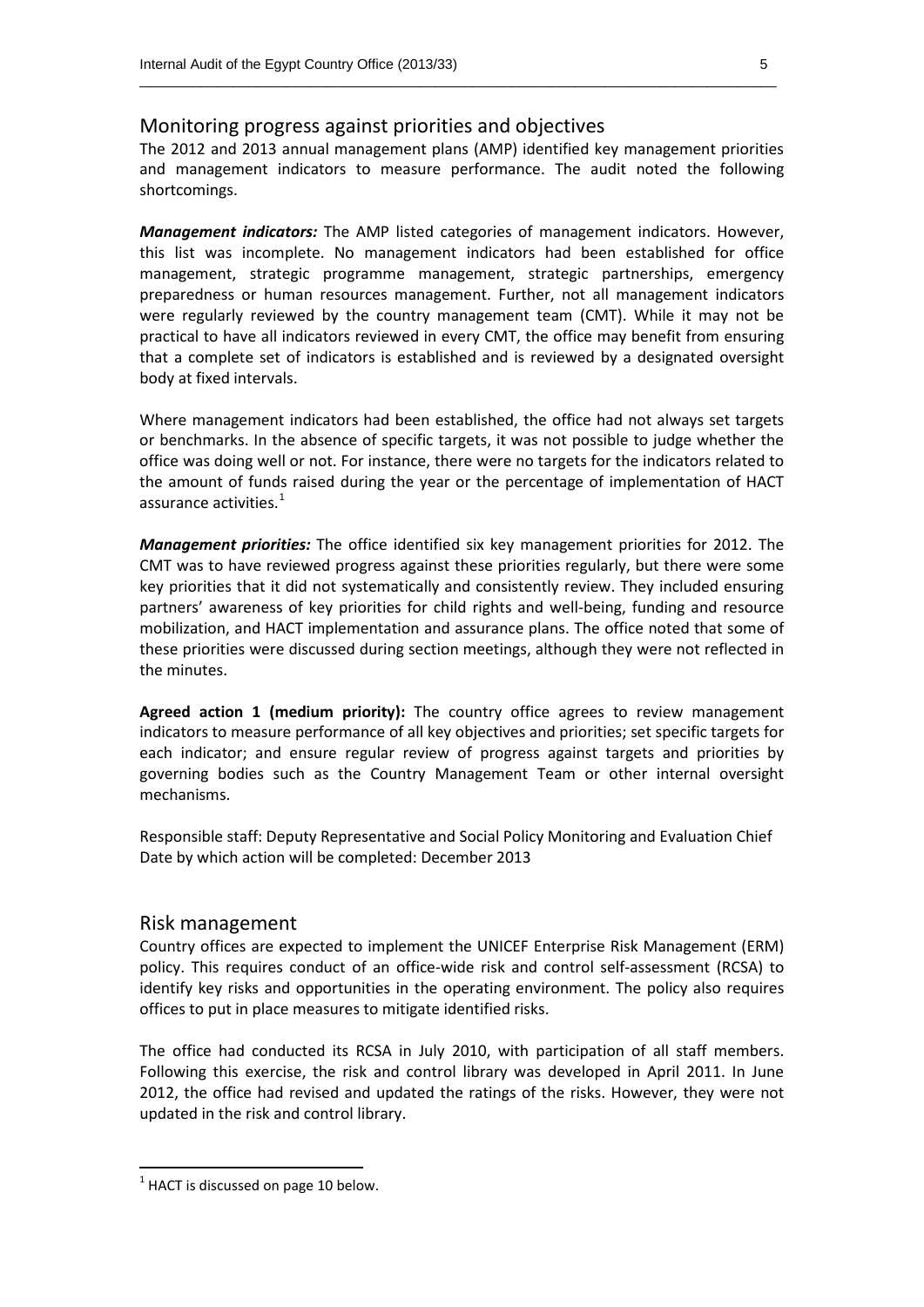## Monitoring progress against priorities and objectives

The 2012 and 2013 annual management plans (AMP) identified key management priorities and management indicators to measure performance. The audit noted the following shortcomings.

***Management indicators:*** The AMP listed categories of management indicators. However, this list was incomplete. No management indicators had been established for office management, strategic programme management, strategic partnerships, emergency preparedness or human resources management. Further, not all management indicators were regularly reviewed by the country management team (CMT). While it may not be practical to have all indicators reviewed in every CMT, the office may benefit from ensuring that a complete set of indicators is established and is reviewed by a designated oversight body at fixed intervals.

Where management indicators had been established, the office had not always set targets or benchmarks. In the absence of specific targets, it was not possible to judge whether the office was doing well or not. For instance, there were no targets for the indicators related to the amount of funds raised during the year or the percentage of implementation of HACT assurance activities.[1]

***Management priorities:*** The office identified six key management priorities for 2012. The CMT was to have reviewed progress against these priorities regularly, but there were some key priorities that it did not systematically and consistently review. They included ensuring partners' awareness of key priorities for child rights and well-being, funding and resource mobilization, and HACT implementation and assurance plans. The office noted that some of these priorities were discussed during section meetings, although they were not reflected in the minutes.

**Agreed action 1 (medium priority):** The country office agrees to review management indicators to measure performance of all key objectives and priorities; set specific targets for each indicator; and ensure regular review of progress against targets and priorities by governing bodies such as the Country Management Team or other internal oversight mechanisms.

Responsible staff: Deputy Representative and Social Policy Monitoring and Evaluation Chief
Date by which action will be completed: December 2013

## Risk management

Country offices are expected to implement the UNICEF Enterprise Risk Management (ERM) policy. This requires conduct of an office-wide risk and control self-assessment (RCSA) to identify key risks and opportunities in the operating environment. The policy also requires offices to put in place measures to mitigate identified risks.

The office had conducted its RCSA in July 2010, with participation of all staff members. Following this exercise, the risk and control library was developed in April 2011. In June 2012, the office had revised and updated the ratings of the risks. However, they were not updated in the risk and control library.

---

[1] HACT is discussed on page 10 below.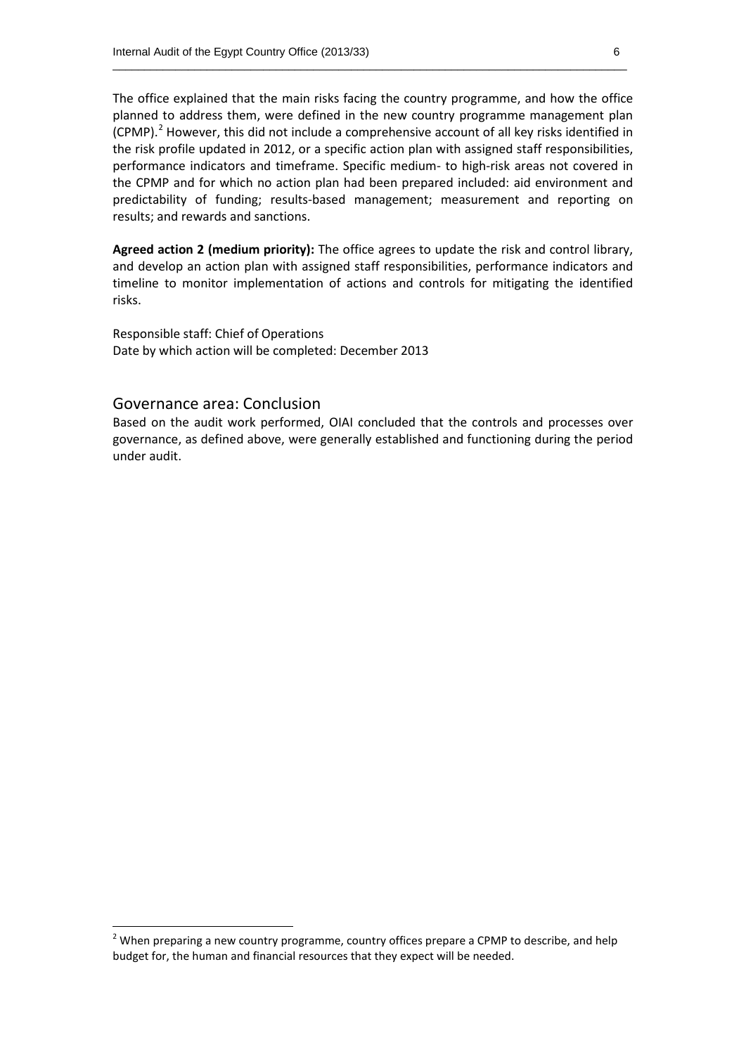The office explained that the main risks facing the country programme, and how the office planned to address them, were defined in the new country programme management plan (CPMP).[2] However, this did not include a comprehensive account of all key risks identified in the risk profile updated in 2012, or a specific action plan with assigned staff responsibilities, performance indicators and timeframe. Specific medium- to high-risk areas not covered in the CPMP and for which no action plan had been prepared included: aid environment and predictability of funding; results-based management; measurement and reporting on results; and rewards and sanctions.

**Agreed action 2 (medium priority):** The office agrees to update the risk and control library, and develop an action plan with assigned staff responsibilities, performance indicators and timeline to monitor implementation of actions and controls for mitigating the identified risks.

Responsible staff: Chief of Operations
Date by which action will be completed: December 2013

## Governance area: Conclusion

Based on the audit work performed, OIAI concluded that the controls and processes over governance, as defined above, were generally established and functioning during the period under audit.

[2] When preparing a new country programme, country offices prepare a CPMP to describe, and help budget for, the human and financial resources that they expect will be needed.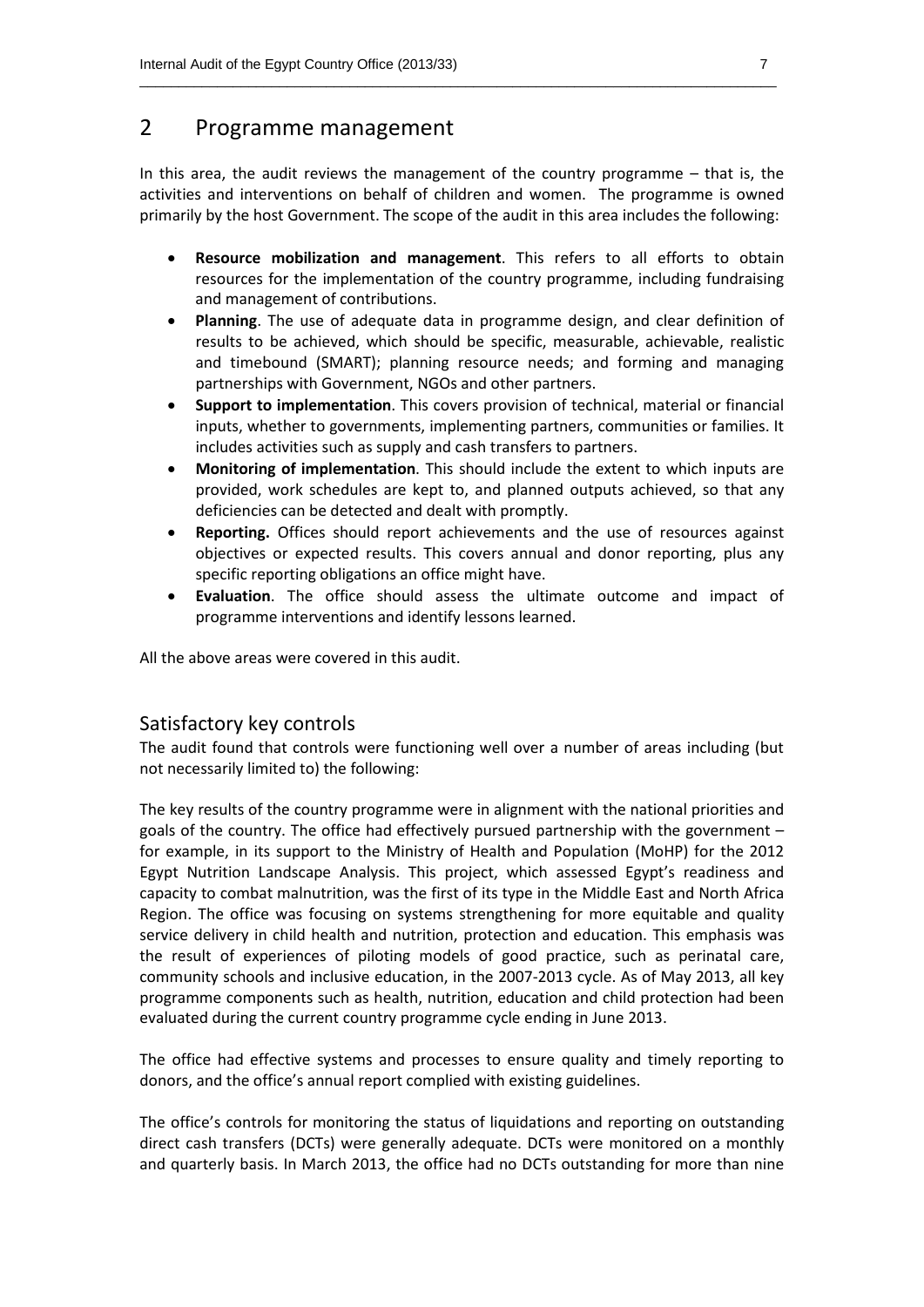## 2 Programme management

In this area, the audit reviews the management of the country programme – that is, the activities and interventions on behalf of children and women. The programme is owned primarily by the host Government. The scope of the audit in this area includes the following:

- **Resource mobilization and management**. This refers to all efforts to obtain resources for the implementation of the country programme, including fundraising and management of contributions.
- **Planning**. The use of adequate data in programme design, and clear definition of results to be achieved, which should be specific, measurable, achievable, realistic and timebound (SMART); planning resource needs; and forming and managing partnerships with Government, NGOs and other partners.
- **Support to implementation**. This covers provision of technical, material or financial inputs, whether to governments, implementing partners, communities or families. It includes activities such as supply and cash transfers to partners.
- **Monitoring of implementation**. This should include the extent to which inputs are provided, work schedules are kept to, and planned outputs achieved, so that any deficiencies can be detected and dealt with promptly.
- **Reporting.** Offices should report achievements and the use of resources against objectives or expected results. This covers annual and donor reporting, plus any specific reporting obligations an office might have.
- **Evaluation**. The office should assess the ultimate outcome and impact of programme interventions and identify lessons learned.

All the above areas were covered in this audit.

### Satisfactory key controls

The audit found that controls were functioning well over a number of areas including (but not necessarily limited to) the following:

The key results of the country programme were in alignment with the national priorities and goals of the country. The office had effectively pursued partnership with the government – for example, in its support to the Ministry of Health and Population (MoHP) for the 2012 Egypt Nutrition Landscape Analysis. This project, which assessed Egypt's readiness and capacity to combat malnutrition, was the first of its type in the Middle East and North Africa Region. The office was focusing on systems strengthening for more equitable and quality service delivery in child health and nutrition, protection and education. This emphasis was the result of experiences of piloting models of good practice, such as perinatal care, community schools and inclusive education, in the 2007-2013 cycle. As of May 2013, all key programme components such as health, nutrition, education and child protection had been evaluated during the current country programme cycle ending in June 2013.

The office had effective systems and processes to ensure quality and timely reporting to donors, and the office's annual report complied with existing guidelines.

The office's controls for monitoring the status of liquidations and reporting on outstanding direct cash transfers (DCTs) were generally adequate. DCTs were monitored on a monthly and quarterly basis. In March 2013, the office had no DCTs outstanding for more than nine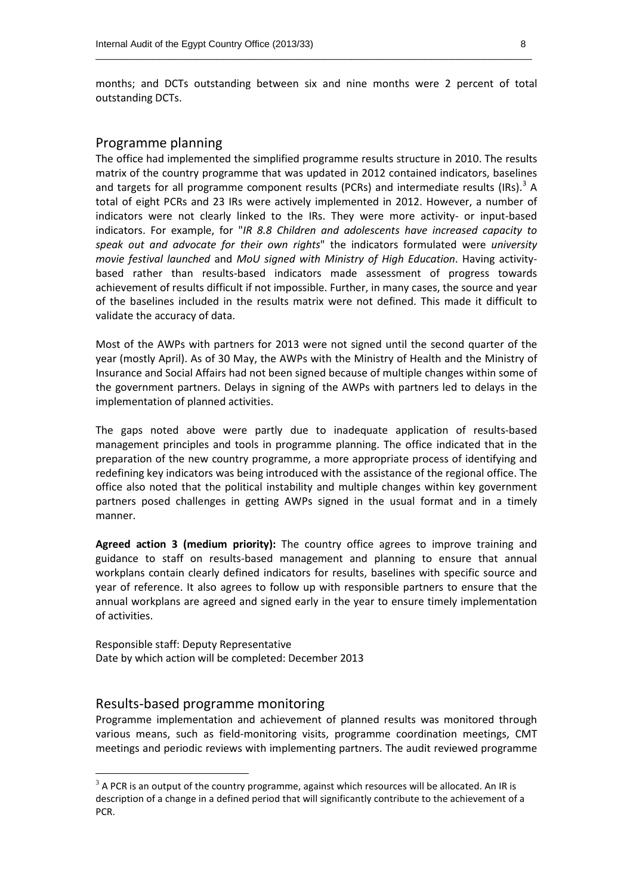months; and DCTs outstanding between six and nine months were 2 percent of total outstanding DCTs.

## Programme planning

The office had implemented the simplified programme results structure in 2010. The results matrix of the country programme that was updated in 2012 contained indicators, baselines and targets for all programme component results (PCRs) and intermediate results (IRs).[3] A total of eight PCRs and 23 IRs were actively implemented in 2012. However, a number of indicators were not clearly linked to the IRs. They were more activity- or input-based indicators. For example, for "*IR 8.8 Children and adolescents have increased capacity to speak out and advocate for their own rights*" the indicators formulated were *university movie festival launched* and *MoU signed with Ministry of High Education*. Having activity-based rather than results-based indicators made assessment of progress towards achievement of results difficult if not impossible. Further, in many cases, the source and year of the baselines included in the results matrix were not defined. This made it difficult to validate the accuracy of data.

Most of the AWPs with partners for 2013 were not signed until the second quarter of the year (mostly April). As of 30 May, the AWPs with the Ministry of Health and the Ministry of Insurance and Social Affairs had not been signed because of multiple changes within some of the government partners. Delays in signing of the AWPs with partners led to delays in the implementation of planned activities.

The gaps noted above were partly due to inadequate application of results-based management principles and tools in programme planning. The office indicated that in the preparation of the new country programme, a more appropriate process of identifying and redefining key indicators was being introduced with the assistance of the regional office. The office also noted that the political instability and multiple changes within key government partners posed challenges in getting AWPs signed in the usual format and in a timely manner.

**Agreed action 3 (medium priority):** The country office agrees to improve training and guidance to staff on results-based management and planning to ensure that annual workplans contain clearly defined indicators for results, baselines with specific source and year of reference. It also agrees to follow up with responsible partners to ensure that the annual workplans are agreed and signed early in the year to ensure timely implementation of activities.

Responsible staff: Deputy Representative
Date by which action will be completed: December 2013

## Results-based programme monitoring

Programme implementation and achievement of planned results was monitored through various means, such as field-monitoring visits, programme coordination meetings, CMT meetings and periodic reviews with implementing partners. The audit reviewed programme

[3] A PCR is an output of the country programme, against which resources will be allocated. An IR is description of a change in a defined period that will significantly contribute to the achievement of a PCR.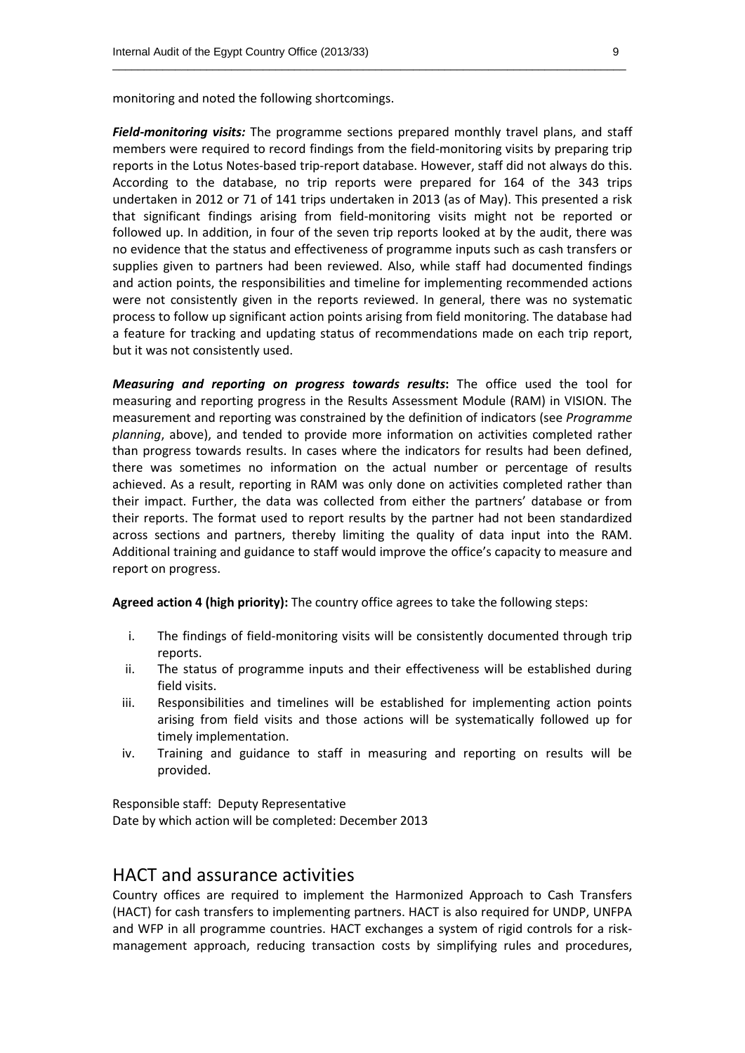monitoring and noted the following shortcomings.

***Field-monitoring visits:*** The programme sections prepared monthly travel plans, and staff members were required to record findings from the field-monitoring visits by preparing trip reports in the Lotus Notes-based trip-report database. However, staff did not always do this. According to the database, no trip reports were prepared for 164 of the 343 trips undertaken in 2012 or 71 of 141 trips undertaken in 2013 (as of May). This presented a risk that significant findings arising from field-monitoring visits might not be reported or followed up. In addition, in four of the seven trip reports looked at by the audit, there was no evidence that the status and effectiveness of programme inputs such as cash transfers or supplies given to partners had been reviewed. Also, while staff had documented findings and action points, the responsibilities and timeline for implementing recommended actions were not consistently given in the reports reviewed. In general, there was no systematic process to follow up significant action points arising from field monitoring. The database had a feature for tracking and updating status of recommendations made on each trip report, but it was not consistently used.

***Measuring and reporting on progress towards results*:** The office used the tool for measuring and reporting progress in the Results Assessment Module (RAM) in VISION. The measurement and reporting was constrained by the definition of indicators (see *Programme planning*, above), and tended to provide more information on activities completed rather than progress towards results. In cases where the indicators for results had been defined, there was sometimes no information on the actual number or percentage of results achieved. As a result, reporting in RAM was only done on activities completed rather than their impact. Further, the data was collected from either the partners' database or from their reports. The format used to report results by the partner had not been standardized across sections and partners, thereby limiting the quality of data input into the RAM. Additional training and guidance to staff would improve the office's capacity to measure and report on progress.

**Agreed action 4 (high priority):** The country office agrees to take the following steps:

i. The findings of field-monitoring visits will be consistently documented through trip reports.
ii. The status of programme inputs and their effectiveness will be established during field visits.
iii. Responsibilities and timelines will be established for implementing action points arising from field visits and those actions will be systematically followed up for timely implementation.
iv. Training and guidance to staff in measuring and reporting on results will be provided.

Responsible staff: Deputy Representative
Date by which action will be completed: December 2013

## HACT and assurance activities

Country offices are required to implement the Harmonized Approach to Cash Transfers (HACT) for cash transfers to implementing partners. HACT is also required for UNDP, UNFPA and WFP in all programme countries. HACT exchanges a system of rigid controls for a risk-management approach, reducing transaction costs by simplifying rules and procedures,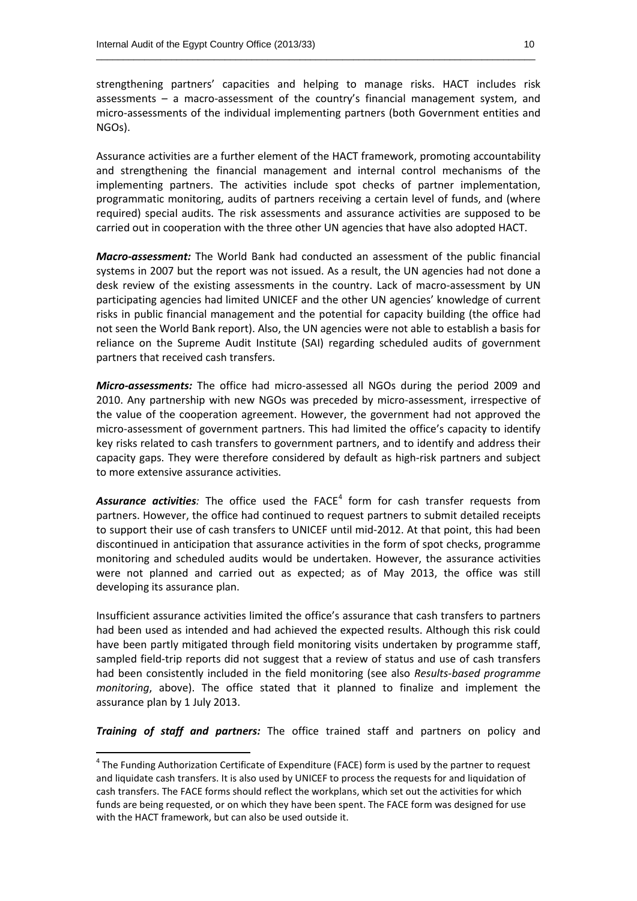strengthening partners' capacities and helping to manage risks. HACT includes risk assessments – a macro-assessment of the country's financial management system, and micro-assessments of the individual implementing partners (both Government entities and NGOs).

Assurance activities are a further element of the HACT framework, promoting accountability and strengthening the financial management and internal control mechanisms of the implementing partners. The activities include spot checks of partner implementation, programmatic monitoring, audits of partners receiving a certain level of funds, and (where required) special audits. The risk assessments and assurance activities are supposed to be carried out in cooperation with the three other UN agencies that have also adopted HACT.

***Macro-assessment:*** The World Bank had conducted an assessment of the public financial systems in 2007 but the report was not issued. As a result, the UN agencies had not done a desk review of the existing assessments in the country. Lack of macro-assessment by UN participating agencies had limited UNICEF and the other UN agencies' knowledge of current risks in public financial management and the potential for capacity building (the office had not seen the World Bank report). Also, the UN agencies were not able to establish a basis for reliance on the Supreme Audit Institute (SAI) regarding scheduled audits of government partners that received cash transfers.

***Micro-assessments:*** The office had micro-assessed all NGOs during the period 2009 and 2010. Any partnership with new NGOs was preceded by micro-assessment, irrespective of the value of the cooperation agreement. However, the government had not approved the micro-assessment of government partners. This had limited the office's capacity to identify key risks related to cash transfers to government partners, and to identify and address their capacity gaps. They were therefore considered by default as high-risk partners and subject to more extensive assurance activities.

***Assurance activities:*** The office used the FACE[4] form for cash transfer requests from partners. However, the office had continued to request partners to submit detailed receipts to support their use of cash transfers to UNICEF until mid-2012. At that point, this had been discontinued in anticipation that assurance activities in the form of spot checks, programme monitoring and scheduled audits would be undertaken. However, the assurance activities were not planned and carried out as expected; as of May 2013, the office was still developing its assurance plan.

Insufficient assurance activities limited the office's assurance that cash transfers to partners had been used as intended and had achieved the expected results. Although this risk could have been partly mitigated through field monitoring visits undertaken by programme staff, sampled field-trip reports did not suggest that a review of status and use of cash transfers had been consistently included in the field monitoring (see also *Results-based programme monitoring*, above). The office stated that it planned to finalize and implement the assurance plan by 1 July 2013.

***Training of staff and partners:*** The office trained staff and partners on policy and

---

[4] The Funding Authorization Certificate of Expenditure (FACE) form is used by the partner to request and liquidate cash transfers. It is also used by UNICEF to process the requests for and liquidation of cash transfers. The FACE forms should reflect the workplans, which set out the activities for which funds are being requested, or on which they have been spent. The FACE form was designed for use with the HACT framework, but can also be used outside it.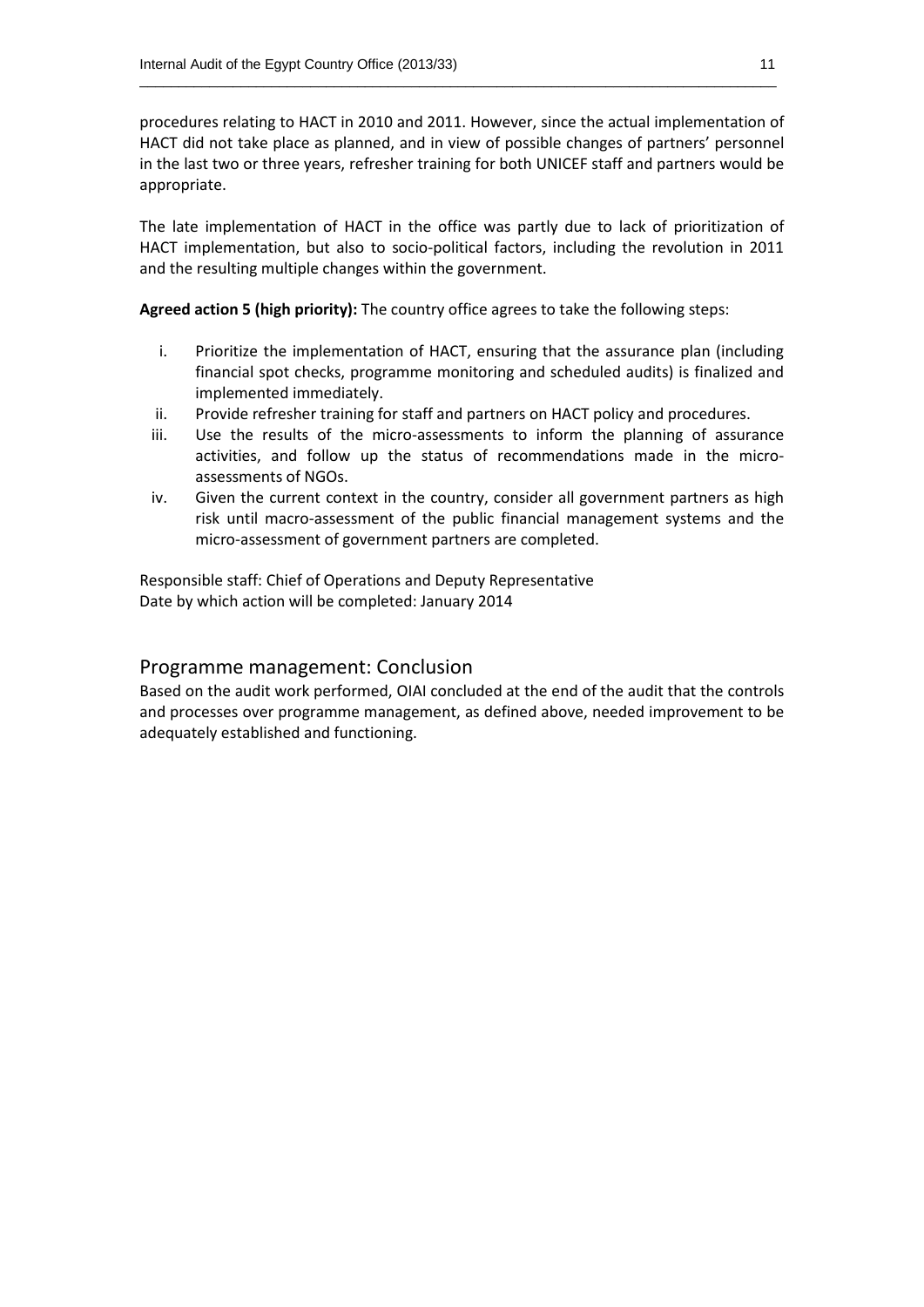procedures relating to HACT in 2010 and 2011. However, since the actual implementation of HACT did not take place as planned, and in view of possible changes of partners' personnel in the last two or three years, refresher training for both UNICEF staff and partners would be appropriate.

The late implementation of HACT in the office was partly due to lack of prioritization of HACT implementation, but also to socio-political factors, including the revolution in 2011 and the resulting multiple changes within the government.

**Agreed action 5 (high priority):** The country office agrees to take the following steps:

i. Prioritize the implementation of HACT, ensuring that the assurance plan (including financial spot checks, programme monitoring and scheduled audits) is finalized and implemented immediately.
ii. Provide refresher training for staff and partners on HACT policy and procedures.
iii. Use the results of the micro-assessments to inform the planning of assurance activities, and follow up the status of recommendations made in the micro-assessments of NGOs.
iv. Given the current context in the country, consider all government partners as high risk until macro-assessment of the public financial management systems and the micro-assessment of government partners are completed.

Responsible staff: Chief of Operations and Deputy Representative
Date by which action will be completed: January 2014

## Programme management: Conclusion

Based on the audit work performed, OIAI concluded at the end of the audit that the controls and processes over programme management, as defined above, needed improvement to be adequately established and functioning.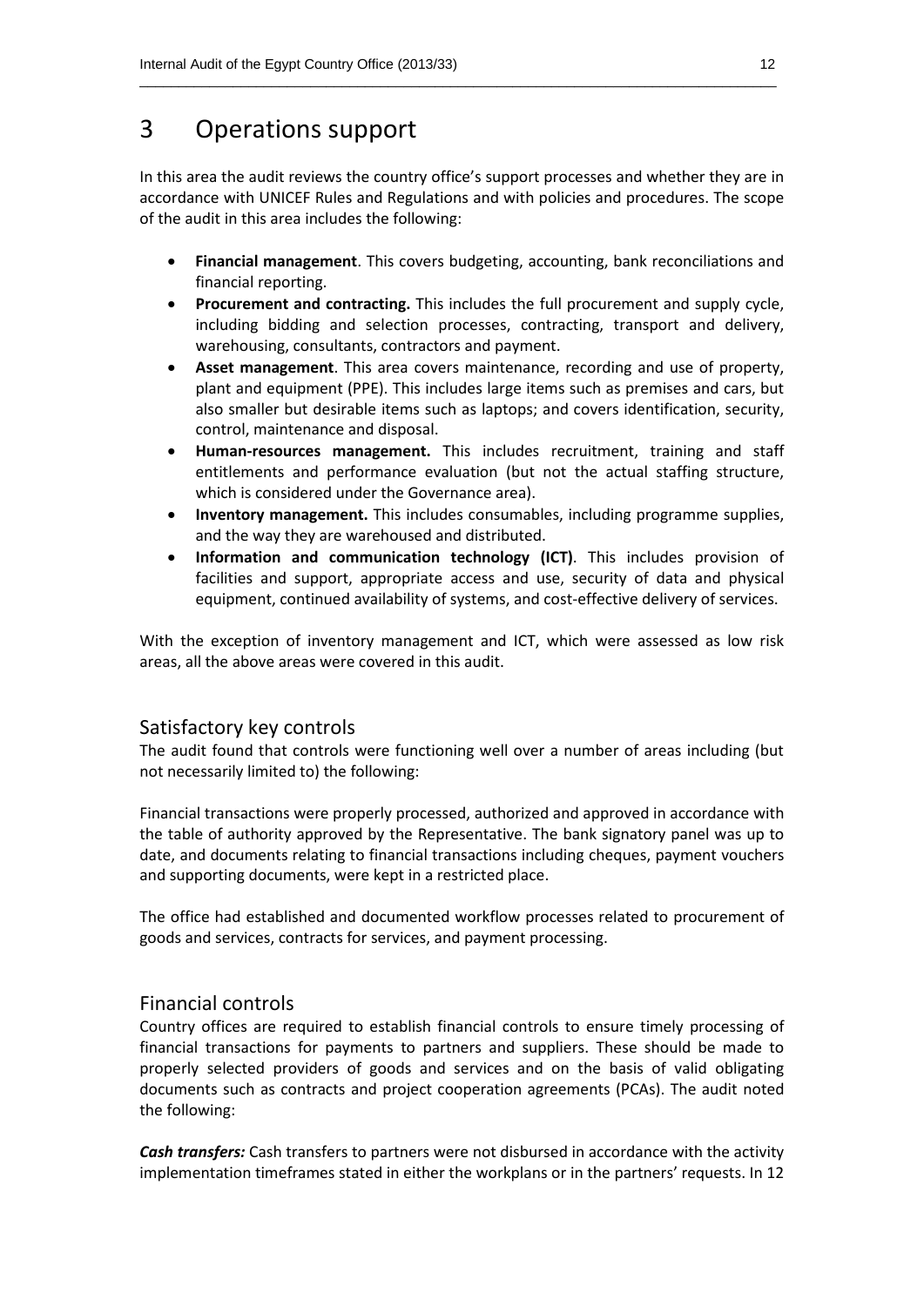# 3 Operations support

In this area the audit reviews the country office's support processes and whether they are in accordance with UNICEF Rules and Regulations and with policies and procedures. The scope of the audit in this area includes the following:

- **Financial management**. This covers budgeting, accounting, bank reconciliations and financial reporting.
- **Procurement and contracting.** This includes the full procurement and supply cycle, including bidding and selection processes, contracting, transport and delivery, warehousing, consultants, contractors and payment.
- **Asset management**. This area covers maintenance, recording and use of property, plant and equipment (PPE). This includes large items such as premises and cars, but also smaller but desirable items such as laptops; and covers identification, security, control, maintenance and disposal.
- **Human-resources management.** This includes recruitment, training and staff entitlements and performance evaluation (but not the actual staffing structure, which is considered under the Governance area).
- **Inventory management.** This includes consumables, including programme supplies, and the way they are warehoused and distributed.
- **Information and communication technology (ICT)**. This includes provision of facilities and support, appropriate access and use, security of data and physical equipment, continued availability of systems, and cost-effective delivery of services.

With the exception of inventory management and ICT, which were assessed as low risk areas, all the above areas were covered in this audit.

## Satisfactory key controls

The audit found that controls were functioning well over a number of areas including (but not necessarily limited to) the following:

Financial transactions were properly processed, authorized and approved in accordance with the table of authority approved by the Representative. The bank signatory panel was up to date, and documents relating to financial transactions including cheques, payment vouchers and supporting documents, were kept in a restricted place.

The office had established and documented workflow processes related to procurement of goods and services, contracts for services, and payment processing.

## Financial controls

Country offices are required to establish financial controls to ensure timely processing of financial transactions for payments to partners and suppliers. These should be made to properly selected providers of goods and services and on the basis of valid obligating documents such as contracts and project cooperation agreements (PCAs). The audit noted the following:

***Cash transfers:*** Cash transfers to partners were not disbursed in accordance with the activity implementation timeframes stated in either the workplans or in the partners' requests. In 12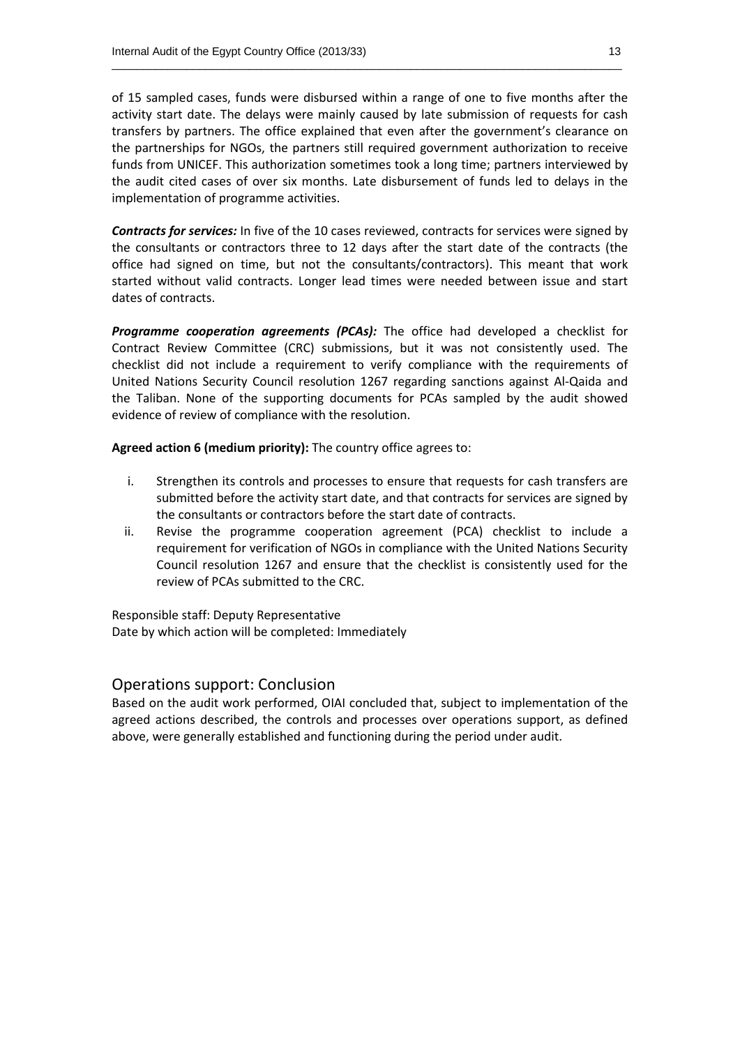of 15 sampled cases, funds were disbursed within a range of one to five months after the activity start date. The delays were mainly caused by late submission of requests for cash transfers by partners. The office explained that even after the government's clearance on the partnerships for NGOs, the partners still required government authorization to receive funds from UNICEF. This authorization sometimes took a long time; partners interviewed by the audit cited cases of over six months. Late disbursement of funds led to delays in the implementation of programme activities.

***Contracts for services:*** In five of the 10 cases reviewed, contracts for services were signed by the consultants or contractors three to 12 days after the start date of the contracts (the office had signed on time, but not the consultants/contractors). This meant that work started without valid contracts. Longer lead times were needed between issue and start dates of contracts.

***Programme cooperation agreements (PCAs):*** The office had developed a checklist for Contract Review Committee (CRC) submissions, but it was not consistently used. The checklist did not include a requirement to verify compliance with the requirements of United Nations Security Council resolution 1267 regarding sanctions against Al-Qaida and the Taliban. None of the supporting documents for PCAs sampled by the audit showed evidence of review of compliance with the resolution.

**Agreed action 6 (medium priority):** The country office agrees to:

i. Strengthen its controls and processes to ensure that requests for cash transfers are submitted before the activity start date, and that contracts for services are signed by the consultants or contractors before the start date of contracts.
ii. Revise the programme cooperation agreement (PCA) checklist to include a requirement for verification of NGOs in compliance with the United Nations Security Council resolution 1267 and ensure that the checklist is consistently used for the review of PCAs submitted to the CRC.

Responsible staff: Deputy Representative
Date by which action will be completed: Immediately

## Operations support: Conclusion

Based on the audit work performed, OIAI concluded that, subject to implementation of the agreed actions described, the controls and processes over operations support, as defined above, were generally established and functioning during the period under audit.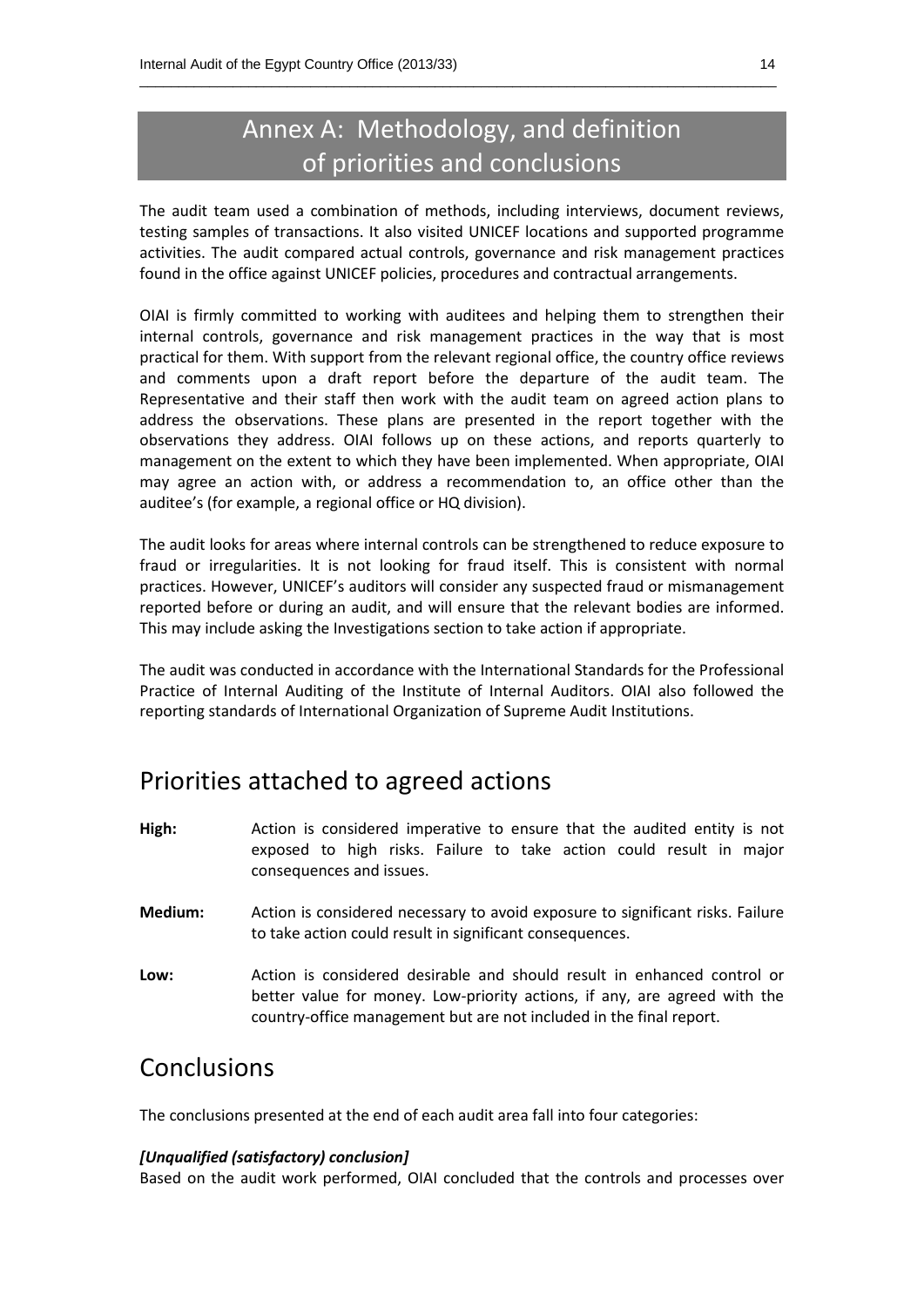# Annex A: Methodology, and definition of priorities and conclusions

The audit team used a combination of methods, including interviews, document reviews, testing samples of transactions. It also visited UNICEF locations and supported programme activities. The audit compared actual controls, governance and risk management practices found in the office against UNICEF policies, procedures and contractual arrangements.

OIAI is firmly committed to working with auditees and helping them to strengthen their internal controls, governance and risk management practices in the way that is most practical for them. With support from the relevant regional office, the country office reviews and comments upon a draft report before the departure of the audit team. The Representative and their staff then work with the audit team on agreed action plans to address the observations. These plans are presented in the report together with the observations they address. OIAI follows up on these actions, and reports quarterly to management on the extent to which they have been implemented. When appropriate, OIAI may agree an action with, or address a recommendation to, an office other than the auditee's (for example, a regional office or HQ division).

The audit looks for areas where internal controls can be strengthened to reduce exposure to fraud or irregularities. It is not looking for fraud itself. This is consistent with normal practices. However, UNICEF's auditors will consider any suspected fraud or mismanagement reported before or during an audit, and will ensure that the relevant bodies are informed. This may include asking the Investigations section to take action if appropriate.

The audit was conducted in accordance with the International Standards for the Professional Practice of Internal Auditing of the Institute of Internal Auditors. OIAI also followed the reporting standards of International Organization of Supreme Audit Institutions.

## Priorities attached to agreed actions

**High:** Action is considered imperative to ensure that the audited entity is not exposed to high risks. Failure to take action could result in major consequences and issues.

**Medium:** Action is considered necessary to avoid exposure to significant risks. Failure to take action could result in significant consequences.

**Low:** Action is considered desirable and should result in enhanced control or better value for money. Low-priority actions, if any, are agreed with the country-office management but are not included in the final report.

## Conclusions

The conclusions presented at the end of each audit area fall into four categories:

***[Unqualified (satisfactory) conclusion]***

Based on the audit work performed, OIAI concluded that the controls and processes over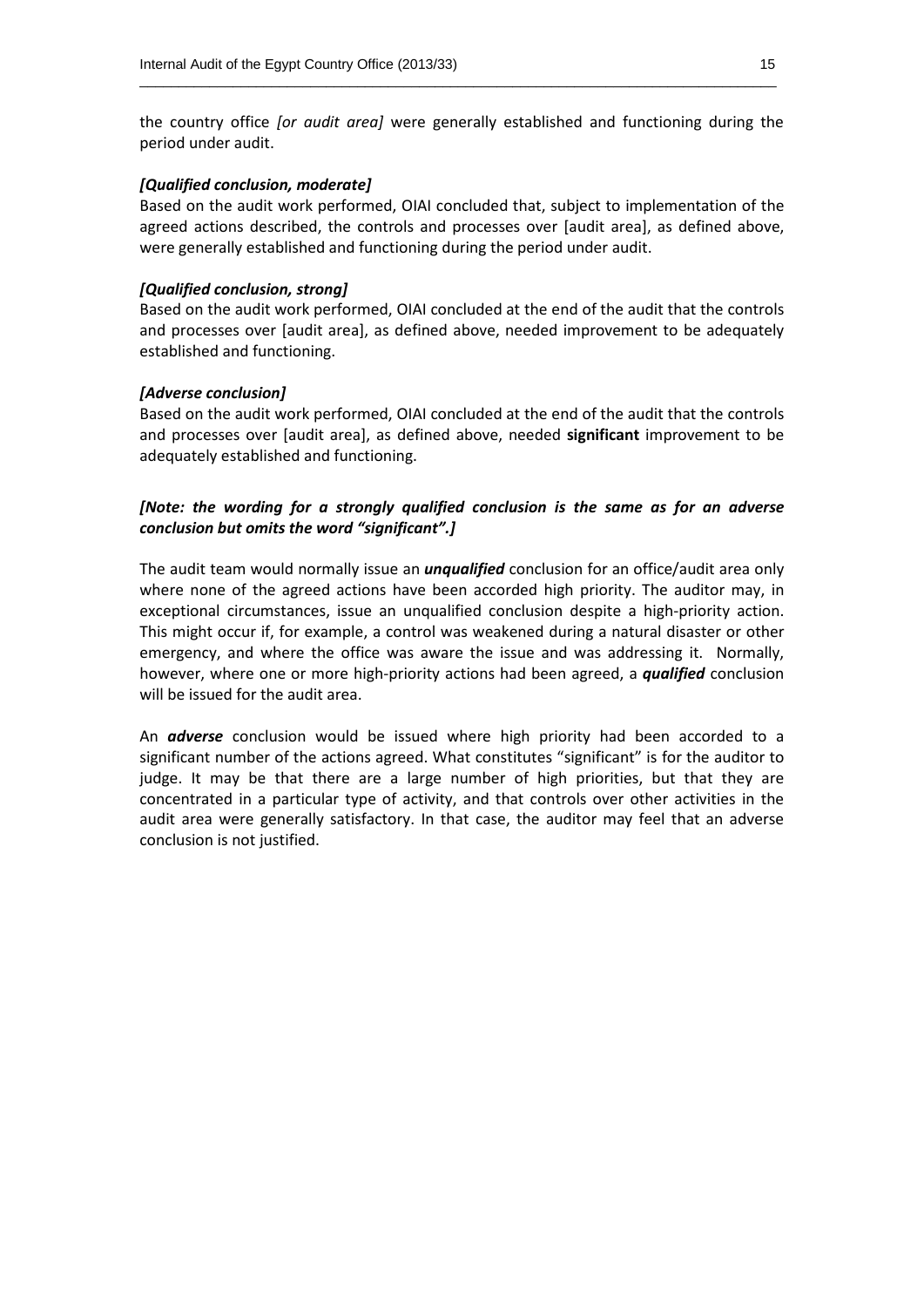the country office *[or audit area]* were generally established and functioning during the period under audit.

***[Qualified conclusion, moderate]***
Based on the audit work performed, OIAI concluded that, subject to implementation of the agreed actions described, the controls and processes over [audit area], as defined above, were generally established and functioning during the period under audit.

***[Qualified conclusion, strong]***
Based on the audit work performed, OIAI concluded at the end of the audit that the controls and processes over [audit area], as defined above, needed improvement to be adequately established and functioning.

***[Adverse conclusion]***
Based on the audit work performed, OIAI concluded at the end of the audit that the controls and processes over [audit area], as defined above, needed **significant** improvement to be adequately established and functioning.

***[Note: the wording for a strongly qualified conclusion is the same as for an adverse conclusion but omits the word "significant".]***

The audit team would normally issue an ***unqualified*** conclusion for an office/audit area only where none of the agreed actions have been accorded high priority. The auditor may, in exceptional circumstances, issue an unqualified conclusion despite a high-priority action. This might occur if, for example, a control was weakened during a natural disaster or other emergency, and where the office was aware the issue and was addressing it. Normally, however, where one or more high-priority actions had been agreed, a ***qualified*** conclusion will be issued for the audit area.

An ***adverse*** conclusion would be issued where high priority had been accorded to a significant number of the actions agreed. What constitutes "significant" is for the auditor to judge. It may be that there are a large number of high priorities, but that they are concentrated in a particular type of activity, and that controls over other activities in the audit area were generally satisfactory. In that case, the auditor may feel that an adverse conclusion is not justified.